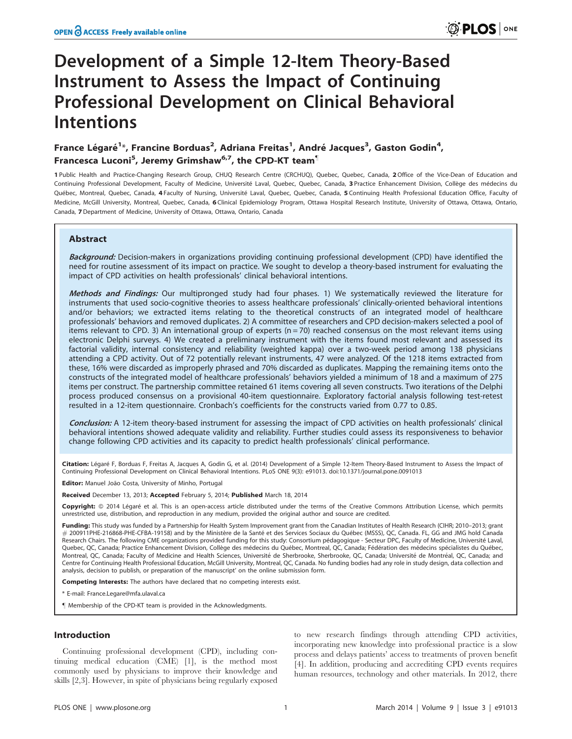# Development of a Simple 12-Item Theory-Based Instrument to Assess the Impact of Continuing Professional Development on Clinical Behavioral Intentions

France Légaré[1]*, Francine Borduas[2], Adriana Freitas[1], André Jacques[3], Gaston Godin[4], Francesca Luconi[5], Jeremy Grimshaw[6,7], the CPD-KT team¶

1 Public Health and Practice-Changing Research Group, CHUQ Research Centre (CRCHUQ), Quebec, Quebec, Canada, 2 Office of the Vice-Dean of Education and Continuing Professional Development, Faculty of Medicine, Université Laval, Quebec, Quebec, Canada, 3 Practice Enhancement Division, Collège des médecins du Québec, Montreal, Quebec, Canada, 4 Faculty of Nursing, Université Laval, Quebec, Quebec, Canada, 5 Continuing Health Professional Education Office, Faculty of Medicine, McGill University, Montreal, Quebec, Canada, 6 Clinical Epidemiology Program, Ottawa Hospital Research Institute, University of Ottawa, Ottawa, Ontario, Canada, 7 Department of Medicine, University of Ottawa, Ottawa, Ontario, Canada

## Abstract

***Background:*** Decision-makers in organizations providing continuing professional development (CPD) have identified the need for routine assessment of its impact on practice. We sought to develop a theory-based instrument for evaluating the impact of CPD activities on health professionals' clinical behavioral intentions.

***Methods and Findings:*** Our multipronged study had four phases. 1) We systematically reviewed the literature for instruments that used socio-cognitive theories to assess healthcare professionals' clinically-oriented behavioral intentions and/or behaviors; we extracted items relating to the theoretical constructs of an integrated model of healthcare professionals' behaviors and removed duplicates. 2) A committee of researchers and CPD decision-makers selected a pool of items relevant to CPD. 3) An international group of experts (n = 70) reached consensus on the most relevant items using electronic Delphi surveys. 4) We created a preliminary instrument with the items found most relevant and assessed its factorial validity, internal consistency and reliability (weighted kappa) over a two-week period among 138 physicians attending a CPD activity. Out of 72 potentially relevant instruments, 47 were analyzed. Of the 1218 items extracted from these, 16% were discarded as improperly phrased and 70% discarded as duplicates. Mapping the remaining items onto the constructs of the integrated model of healthcare professionals' behaviors yielded a minimum of 18 and a maximum of 275 items per construct. The partnership committee retained 61 items covering all seven constructs. Two iterations of the Delphi process produced consensus on a provisional 40-item questionnaire. Exploratory factorial analysis following test-retest resulted in a 12-item questionnaire. Cronbach's coefficients for the constructs varied from 0.77 to 0.85.

***Conclusion:*** A 12-item theory-based instrument for assessing the impact of CPD activities on health professionals' clinical behavioral intentions showed adequate validity and reliability. Further studies could assess its responsiveness to behavior change following CPD activities and its capacity to predict health professionals' clinical performance.

**Citation:** Légaré F, Borduas F, Freitas A, Jacques A, Godin G, et al. (2014) Development of a Simple 12-Item Theory-Based Instrument to Assess the Impact of Continuing Professional Development on Clinical Behavioral Intentions. PLoS ONE 9(3): e91013. doi:10.1371/journal.pone.0091013

**Editor:** Manuel João Costa, University of Minho, Portugal

**Received** December 13, 2013; **Accepted** February 5, 2014; **Published** March 18, 2014

**Copyright:** © 2014 Légaré et al. This is an open-access article distributed under the terms of the Creative Commons Attribution License, which permits unrestricted use, distribution, and reproduction in any medium, provided the original author and source are credited.

**Funding:** This study was funded by a Partnership for Health System Improvement grant from the Canadian Institutes of Health Research (CIHR; 2010–2013; grant # 200911PHE-216868-PHE-CFBA-19158) and by the Ministère de la Santé et des Services Sociaux du Québec (MSSS), QC, Canada. FL, GG and JMG hold Canada Research Chairs. The following CME organizations provided funding for this study: Consortium pédagogique - Secteur DPC, Faculty of Medicine, Université Laval, Quebec, QC, Canada; Practice Enhancement Division, Collège des médecins du Québec, Montreal, QC, Canada; Fédération des médecins spécialistes du Québec, Montreal, QC, Canada; Faculty of Medicine and Health Sciences, Université de Sherbrooke, Sherbrooke, QC, Canada; Université de Montréal, QC, Canada; and Centre for Continuing Health Professional Education, McGill University, Montreal, QC, Canada. No funding bodies had any role in study design, data collection and analysis, decision to publish, or preparation of the manuscript' on the online submission form.

**Competing Interests:** The authors have declared that no competing interests exist.

* E-mail: France.Legare@mfa.ulaval.ca

¶ Membership of the CPD-KT team is provided in the Acknowledgments.

## Introduction

Continuing professional development (CPD), including continuing medical education (CME) [1], is the method most commonly used by physicians to improve their knowledge and skills [2,3]. However, in spite of physicians being regularly exposed to new research findings through attending CPD activities, incorporating new knowledge into professional practice is a slow process and delays patients' access to treatments of proven benefit [4]. In addition, producing and accrediting CPD events requires human resources, technology and other materials. In 2012, there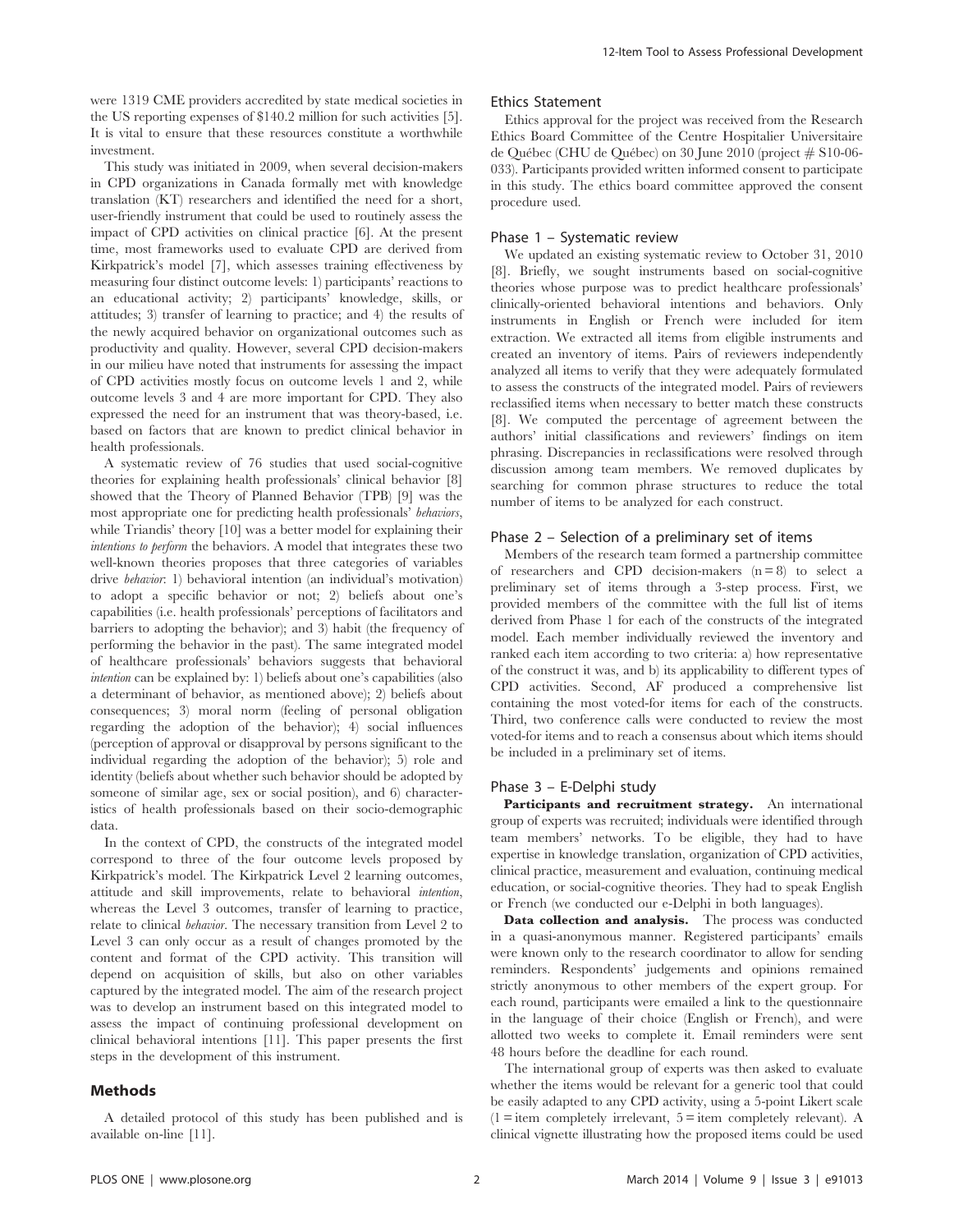were 1319 CME providers accredited by state medical societies in the US reporting expenses of $140.2 million for such activities [5]. It is vital to ensure that these resources constitute a worthwhile investment.

This study was initiated in 2009, when several decision-makers in CPD organizations in Canada formally met with knowledge translation (KT) researchers and identified the need for a short, user-friendly instrument that could be used to routinely assess the impact of CPD activities on clinical practice [6]. At the present time, most frameworks used to evaluate CPD are derived from Kirkpatrick's model [7], which assesses training effectiveness by measuring four distinct outcome levels: 1) participants' reactions to an educational activity; 2) participants' knowledge, skills, or attitudes; 3) transfer of learning to practice; and 4) the results of the newly acquired behavior on organizational outcomes such as productivity and quality. However, several CPD decision-makers in our milieu have noted that instruments for assessing the impact of CPD activities mostly focus on outcome levels 1 and 2, while outcome levels 3 and 4 are more important for CPD. They also expressed the need for an instrument that was theory-based, i.e. based on factors that are known to predict clinical behavior in health professionals.

A systematic review of 76 studies that used social-cognitive theories for explaining health professionals' clinical behavior [8] showed that the Theory of Planned Behavior (TPB) [9] was the most appropriate one for predicting health professionals' *behaviors*, while Triandis' theory [10] was a better model for explaining their *intentions to perform* the behaviors. A model that integrates these two well-known theories proposes that three categories of variables drive *behavior*: 1) behavioral intention (an individual's motivation) to adopt a specific behavior or not; 2) beliefs about one's capabilities (i.e. health professionals' perceptions of facilitators and barriers to adopting the behavior); and 3) habit (the frequency of performing the behavior in the past). The same integrated model of healthcare professionals' behaviors suggests that behavioral *intention* can be explained by: 1) beliefs about one's capabilities (also a determinant of behavior, as mentioned above); 2) beliefs about consequences; 3) moral norm (feeling of personal obligation regarding the adoption of the behavior); 4) social influences (perception of approval or disapproval by persons significant to the individual regarding the adoption of the behavior); 5) role and identity (beliefs about whether such behavior should be adopted by someone of similar age, sex or social position), and 6) characteristics of health professionals based on their socio-demographic data.

In the context of CPD, the constructs of the integrated model correspond to three of the four outcome levels proposed by Kirkpatrick's model. The Kirkpatrick Level 2 learning outcomes, attitude and skill improvements, relate to behavioral *intention*, whereas the Level 3 outcomes, transfer of learning to practice, relate to clinical *behavior*. The necessary transition from Level 2 to Level 3 can only occur as a result of changes promoted by the content and format of the CPD activity. This transition will depend on acquisition of skills, but also on other variables captured by the integrated model. The aim of the research project was to develop an instrument based on this integrated model to assess the impact of continuing professional development on clinical behavioral intentions [11]. This paper presents the first steps in the development of this instrument.

## Methods

A detailed protocol of this study has been published and is available on-line [11].

### Ethics Statement

Ethics approval for the project was received from the Research Ethics Board Committee of the Centre Hospitalier Universitaire de Québec (CHU de Québec) on 30 June 2010 (project # S10-06-033). Participants provided written informed consent to participate in this study. The ethics board committee approved the consent procedure used.

### Phase 1 – Systematic review

We updated an existing systematic review to October 31, 2010 [8]. Briefly, we sought instruments based on social-cognitive theories whose purpose was to predict healthcare professionals' clinically-oriented behavioral intentions and behaviors. Only instruments in English or French were included for item extraction. We extracted all items from eligible instruments and created an inventory of items. Pairs of reviewers independently analyzed all items to verify that they were adequately formulated to assess the constructs of the integrated model. Pairs of reviewers reclassified items when necessary to better match these constructs [8]. We computed the percentage of agreement between the authors' initial classifications and reviewers' findings on item phrasing. Discrepancies in reclassifications were resolved through discussion among team members. We removed duplicates by searching for common phrase structures to reduce the total number of items to be analyzed for each construct.

### Phase 2 – Selection of a preliminary set of items

Members of the research team formed a partnership committee of researchers and CPD decision-makers (n = 8) to select a preliminary set of items through a 3-step process. First, we provided members of the committee with the full list of items derived from Phase 1 for each of the constructs of the integrated model. Each member individually reviewed the inventory and ranked each item according to two criteria: a) how representative of the construct it was, and b) its applicability to different types of CPD activities. Second, AF produced a comprehensive list containing the most voted-for items for each of the constructs. Third, two conference calls were conducted to review the most voted-for items and to reach a consensus about which items should be included in a preliminary set of items.

### Phase 3 – E-Delphi study

**Participants and recruitment strategy.** An international group of experts was recruited; individuals were identified through team members' networks. To be eligible, they had to have expertise in knowledge translation, organization of CPD activities, clinical practice, measurement and evaluation, continuing medical education, or social-cognitive theories. They had to speak English or French (we conducted our e-Delphi in both languages).

**Data collection and analysis.** The process was conducted in a quasi-anonymous manner. Registered participants' emails were known only to the research coordinator to allow for sending reminders. Respondents' judgements and opinions remained strictly anonymous to other members of the expert group. For each round, participants were emailed a link to the questionnaire in the language of their choice (English or French), and were allotted two weeks to complete it. Email reminders were sent 48 hours before the deadline for each round.

The international group of experts was then asked to evaluate whether the items would be relevant for a generic tool that could be easily adapted to any CPD activity, using a 5-point Likert scale (1 = item completely irrelevant, 5 = item completely relevant). A clinical vignette illustrating how the proposed items could be used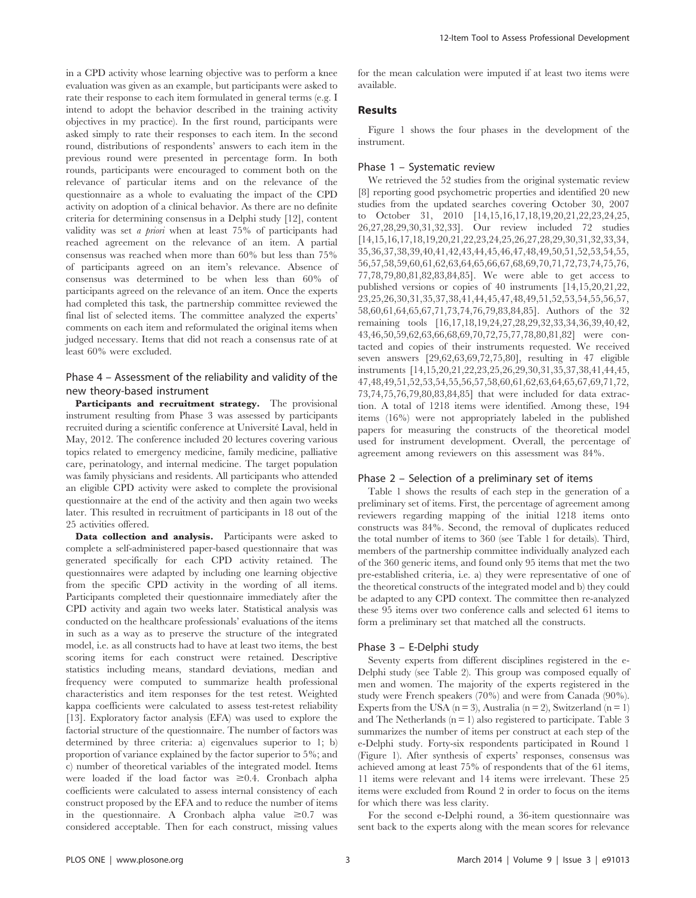in a CPD activity whose learning objective was to perform a knee evaluation was given as an example, but participants were asked to rate their response to each item formulated in general terms (e.g. I intend to adopt the behavior described in the training activity objectives in my practice). In the first round, participants were asked simply to rate their responses to each item. In the second round, distributions of respondents' answers to each item in the previous round were presented in percentage form. In both rounds, participants were encouraged to comment both on the relevance of particular items and on the relevance of the questionnaire as a whole to evaluating the impact of the CPD activity on adoption of a clinical behavior. As there are no definite criteria for determining consensus in a Delphi study [12], content validity was set *a priori* when at least 75% of participants had reached agreement on the relevance of an item. A partial consensus was reached when more than 60% but less than 75% of participants agreed on an item's relevance. Absence of consensus was determined to be when less than 60% of participants agreed on the relevance of an item. Once the experts had completed this task, the partnership committee reviewed the final list of selected items. The committee analyzed the experts' comments on each item and reformulated the original items when judged necessary. Items that did not reach a consensus rate of at least 60% were excluded.

### Phase 4 – Assessment of the reliability and validity of the new theory-based instrument

**Participants and recruitment strategy.** The provisional instrument resulting from Phase 3 was assessed by participants recruited during a scientific conference at Université Laval, held in May, 2012. The conference included 20 lectures covering various topics related to emergency medicine, family medicine, palliative care, perinatology, and internal medicine. The target population was family physicians and residents. All participants who attended an eligible CPD activity were asked to complete the provisional questionnaire at the end of the activity and then again two weeks later. This resulted in recruitment of participants in 18 out of the 25 activities offered.

**Data collection and analysis.** Participants were asked to complete a self-administered paper-based questionnaire that was generated specifically for each CPD activity retained. The questionnaires were adapted by including one learning objective from the specific CPD activity in the wording of all items. Participants completed their questionnaire immediately after the CPD activity and again two weeks later. Statistical analysis was conducted on the healthcare professionals' evaluations of the items in such as a way as to preserve the structure of the integrated model, i.e. as all constructs had to have at least two items, the best scoring items for each construct were retained. Descriptive statistics including means, standard deviations, median and frequency were computed to summarize health professional characteristics and item responses for the test retest. Weighted kappa coefficients were calculated to assess test-retest reliability [13]. Exploratory factor analysis (EFA) was used to explore the factorial structure of the questionnaire. The number of factors was determined by three criteria: a) eigenvalues superior to 1; b) proportion of variance explained by the factor superior to 5%; and c) number of theoretical variables of the integrated model. Items were loaded if the load factor was $\geq 0.4$. Cronbach alpha coefficients were calculated to assess internal consistency of each construct proposed by the EFA and to reduce the number of items in the questionnaire. A Cronbach alpha value $\geq 0.7$ was considered acceptable. Then for each construct, missing values for the mean calculation were imputed if at least two items were available.

## Results

Figure 1 shows the four phases in the development of the instrument.

### Phase 1 – Systematic review

We retrieved the 52 studies from the original systematic review [8] reporting good psychometric properties and identified 20 new studies from the updated searches covering October 30, 2007 to October 31, 2010 [14,15,16,17,18,19,20,21,22,23,24,25,26,27,28,29,30,31,32,33]. Our review included 72 studies [14,15,16,17,18,19,20,21,22,23,24,25,26,27,28,29,30,31,32,33,34,35,36,37,38,39,40,41,42,43,44,45,46,47,48,49,50,51,52,53,54,55,56,57,58,59,60,61,62,63,64,65,66,67,68,69,70,71,72,73,74,75,76,77,78,79,80,81,82,83,84,85]. We were able to get access to published versions or copies of 40 instruments [14,15,20,21,22,23,25,26,30,31,35,37,38,41,44,45,47,48,49,51,52,53,54,55,56,57,58,60,61,64,65,67,71,73,74,76,79,83,84,85]. Authors of the 32 remaining tools [16,17,18,19,24,27,28,29,32,33,34,36,39,40,42,43,46,50,59,62,63,66,68,69,70,72,75,77,78,80,81,82] were contacted and copies of their instruments requested. We received seven answers [29,62,63,69,72,75,80], resulting in 47 eligible instruments [14,15,20,21,22,23,25,26,29,30,31,35,37,38,41,44,45,47,48,49,51,52,53,54,55,56,57,58,60,61,62,63,64,65,67,69,71,72,73,74,75,76,79,80,83,84,85] that were included for data extraction. A total of 1218 items were identified. Among these, 194 items (16%) were not appropriately labeled in the published papers for measuring the constructs of the theoretical model used for instrument development. Overall, the percentage of agreement among reviewers on this assessment was 84%.

### Phase 2 – Selection of a preliminary set of items

Table 1 shows the results of each step in the generation of a preliminary set of items. First, the percentage of agreement among reviewers regarding mapping of the initial 1218 items onto constructs was 84%. Second, the removal of duplicates reduced the total number of items to 360 (see Table 1 for details). Third, members of the partnership committee individually analyzed each of the 360 generic items, and found only 95 items that met the two pre-established criteria, i.e. a) they were representative of one of the theoretical constructs of the integrated model and b) they could be adapted to any CPD context. The committee then re-analyzed these 95 items over two conference calls and selected 61 items to form a preliminary set that matched all the constructs.

### Phase 3 – E-Delphi study

Seventy experts from different disciplines registered in the e-Delphi study (see Table 2). This group was composed equally of men and women. The majority of the experts registered in the study were French speakers (70%) and were from Canada (90%). Experts from the USA (n = 3), Australia (n = 2), Switzerland (n = 1) and The Netherlands (n = 1) also registered to participate. Table 3 summarizes the number of items per construct at each step of the e-Delphi study. Forty-six respondents participated in Round 1 (Figure 1). After synthesis of experts' responses, consensus was achieved among at least 75% of respondents that of the 61 items, 11 items were relevant and 14 items were irrelevant. These 25 items were excluded from Round 2 in order to focus on the items for which there was less clarity.

For the second e-Delphi round, a 36-item questionnaire was sent back to the experts along with the mean scores for relevance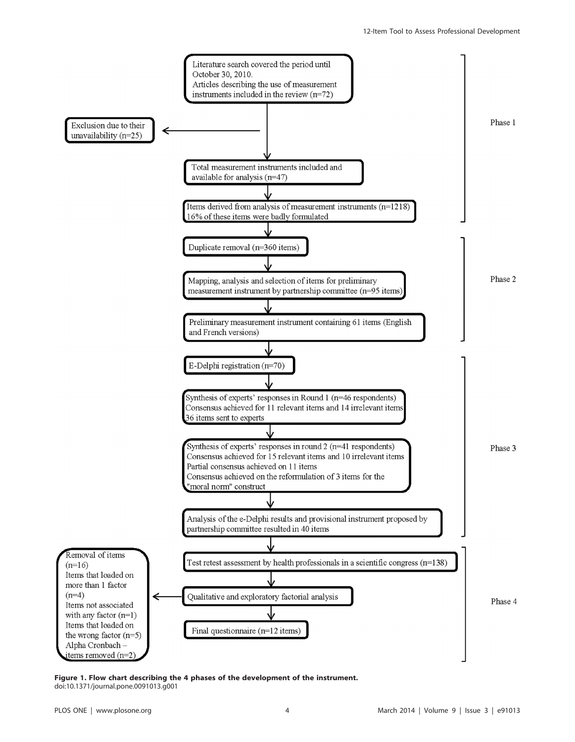Literature search covered the period until October 30, 2010.
Articles describing the use of measurement instruments included in the review (n=72)

Exclusion due to their unavailability (n=25)

Total measurement instruments included and available for analysis (n=47)

Items derived from analysis of measurement instruments (n=1218)
16% of these items were badly formulated

Phase 1

Duplicate removal (n=360 items)

Mapping, analysis and selection of items for preliminary measurement instrument by partnership committee (n=95 items)

Preliminary measurement instrument containing 61 items (English and French versions)

Phase 2

E-Delphi registration (n=70)

Synthesis of experts' responses in Round 1 (n=46 respondents)
Consensus achieved for 11 relevant items and 14 irrelevant items
36 items sent to experts

Synthesis of experts' responses in round 2 (n=41 respondents)
Consensus achieved for 15 relevant items and 10 irrelevant items
Partial consensus achieved on 11 items
Consensus achieved on the reformulation of 3 items for the "moral norm" construct

Analysis of the e-Delphi results and provisional instrument proposed by partnership committee resulted in 40 items

Phase 3

Test retest assessment by health professionals in a scientific congress (n=138)

Qualitative and exploratory factorial analysis

Removal of items (n=16)
Items that loaded on more than 1 factor (n=4)
Items not associated with any factor (n=1)
Items that loaded on the wrong factor (n=5)
Alpha Cronbach – items removed (n=2)

Final questionnaire (n=12 items)

Phase 4

**Figure 1. Flow chart describing the 4 phases of the development of the instrument.**
doi:10.1371/journal.pone.0091013.g001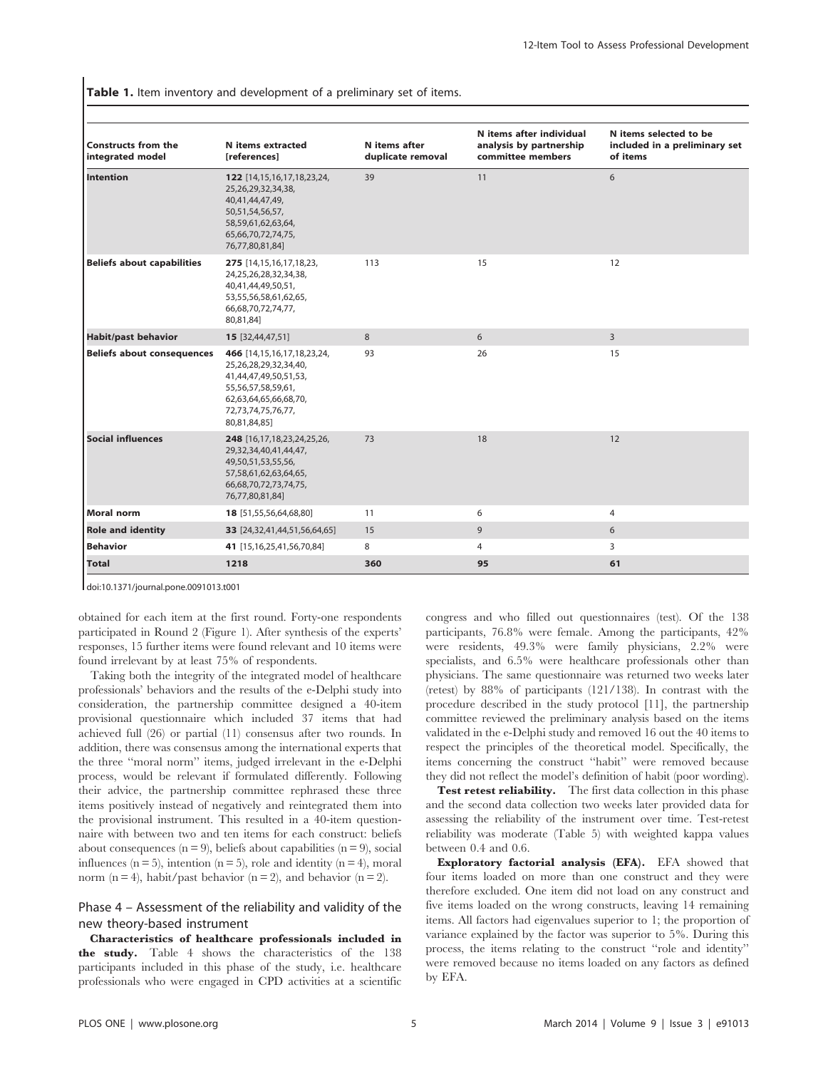**Table 1.** Item inventory and development of a preliminary set of items.

| Constructs from the integrated model | N items extracted [references] | N items after duplicate removal | N items after individual analysis by partnership committee members | N items selected to be included in a preliminary set of items |
|---|---|---|---|---|
| **Intention** | **122** [14,15,16,17,18,23,24, 25,26,29,32,34,38, 40,41,44,47,49, 50,51,54,56,57, 58,59,61,62,63,64, 65,66,70,72,74,75, 76,77,80,81,84] | 39 | 11 | 6 |
| **Beliefs about capabilities** | **275** [14,15,16,17,18,23, 24,25,26,28,32,34,38, 40,41,44,49,50,51, 53,55,56,58,61,62,65, 66,68,70,72,74,77, 80,81,84] | 113 | 15 | 12 |
| **Habit/past behavior** | **15** [32,44,47,51] | 8 | 6 | 3 |
| **Beliefs about consequences** | **466** [14,15,16,17,18,23,24, 25,26,28,29,32,34,40, 41,44,47,49,50,51,53, 55,56,57,58,59,61, 62,63,64,65,66,68,70, 72,73,74,75,76,77, 80,81,84,85] | 93 | 26 | 15 |
| **Social influences** | **248** [16,17,18,23,24,25,26, 29,32,34,40,41,44,47, 49,50,51,53,55,56, 57,58,61,62,63,64,65, 66,68,70,72,73,74,75, 76,77,80,81,84] | 73 | 18 | 12 |
| **Moral norm** | **18** [51,55,56,64,68,80] | 11 | 6 | 4 |
| **Role and identity** | **33** [24,32,41,44,51,56,64,65] | 15 | 9 | 6 |
| **Behavior** | **41** [15,16,25,41,56,70,84] | 8 | 4 | 3 |
| **Total** | **1218** | **360** | **95** | **61** |

doi:10.1371/journal.pone.0091013.t001

obtained for each item at the first round. Forty-one respondents participated in Round 2 (Figure 1). After synthesis of the experts' responses, 15 further items were found relevant and 10 items were found irrelevant by at least 75% of respondents.

Taking both the integrity of the integrated model of healthcare professionals' behaviors and the results of the e-Delphi study into consideration, the partnership committee designed a 40-item provisional questionnaire which included 37 items that had achieved full (26) or partial (11) consensus after two rounds. In addition, there was consensus among the international experts that the three ''moral norm'' items, judged irrelevant in the e-Delphi process, would be relevant if formulated differently. Following their advice, the partnership committee rephrased these three items positively instead of negatively and reintegrated them into the provisional instrument. This resulted in a 40-item questionnaire with between two and ten items for each construct: beliefs about consequences (n = 9), beliefs about capabilities (n = 9), social influences (n = 5), intention (n = 5), role and identity (n = 4), moral norm (n = 4), habit/past behavior (n = 2), and behavior (n = 2).

## Phase 4 – Assessment of the reliability and validity of the new theory-based instrument

**Characteristics of healthcare professionals included in the study.** Table 4 shows the characteristics of the 138 participants included in this phase of the study, i.e. healthcare professionals who were engaged in CPD activities at a scientific congress and who filled out questionnaires (test). Of the 138 participants, 76.8% were female. Among the participants, 42% were residents, 49.3% were family physicians, 2.2% were specialists, and 6.5% were healthcare professionals other than physicians. The same questionnaire was returned two weeks later (retest) by 88% of participants (121/138). In contrast with the procedure described in the study protocol [11], the partnership committee reviewed the preliminary analysis based on the items validated in the e-Delphi study and removed 16 out the 40 items to respect the principles of the theoretical model. Specifically, the items concerning the construct ''habit'' were removed because they did not reflect the model's definition of habit (poor wording).

**Test retest reliability.** The first data collection in this phase and the second data collection two weeks later provided data for assessing the reliability of the instrument over time. Test-retest reliability was moderate (Table 5) with weighted kappa values between 0.4 and 0.6.

**Exploratory factorial analysis (EFA).** EFA showed that four items loaded on more than one construct and they were therefore excluded. One item did not load on any construct and five items loaded on the wrong constructs, leaving 14 remaining items. All factors had eigenvalues superior to 1; the proportion of variance explained by the factor was superior to 5%. During this process, the items relating to the construct ''role and identity'' were removed because no items loaded on any factors as defined by EFA.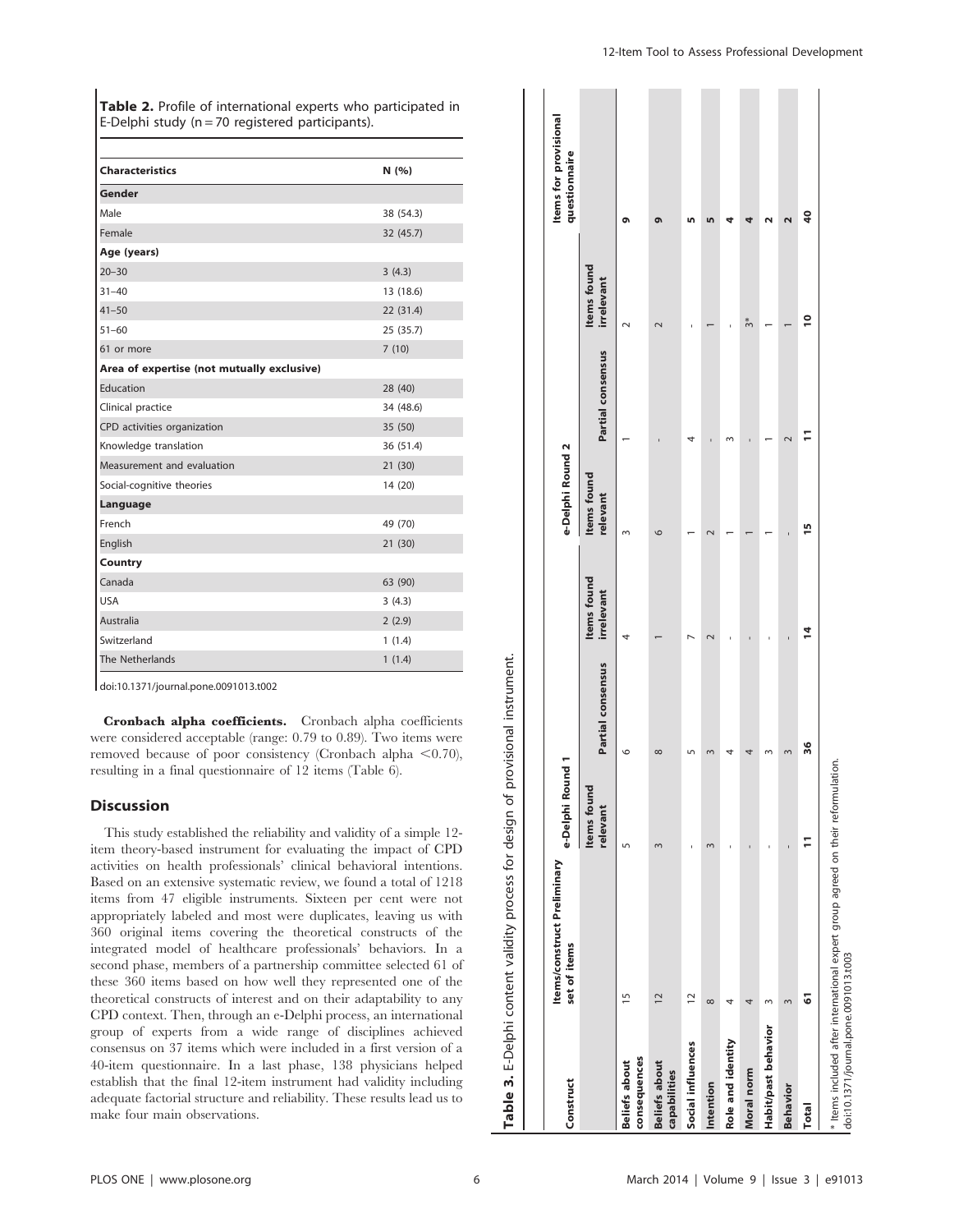**Table 2.** Profile of international experts who participated in E-Delphi study (n = 70 registered participants).

| Characteristics | N (%) |
|---|---|
| **Gender** | |
| Male | 38 (54.3) |
| Female | 32 (45.7) |
| **Age (years)** | |
| 20–30 | 3 (4.3) |
| 31–40 | 13 (18.6) |
| 41–50 | 22 (31.4) |
| 51–60 | 25 (35.7) |
| 61 or more | 7 (10) |
| **Area of expertise (not mutually exclusive)** | |
| Education | 28 (40) |
| Clinical practice | 34 (48.6) |
| CPD activities organization | 35 (50) |
| Knowledge translation | 36 (51.4) |
| Measurement and evaluation | 21 (30) |
| Social-cognitive theories | 14 (20) |
| **Language** | |
| French | 49 (70) |
| English | 21 (30) |
| **Country** | |
| Canada | 63 (90) |
| USA | 3 (4.3) |
| Australia | 2 (2.9) |
| Switzerland | 1 (1.4) |
| The Netherlands | 1 (1.4) |

doi:10.1371/journal.pone.0091013.t002

**Cronbach alpha coefficients.** Cronbach alpha coefficients were considered acceptable (range: 0.79 to 0.89). Two items were removed because of poor consistency (Cronbach alpha <0.70), resulting in a final questionnaire of 12 items (Table 6).

## Discussion

This study established the reliability and validity of a simple 12-item theory-based instrument for evaluating the impact of CPD activities on health professionals' clinical behavioral intentions. Based on an extensive systematic review, we found a total of 1218 items from 47 eligible instruments. Sixteen per cent were not appropriately labeled and most were duplicates, leaving us with 360 original items covering the theoretical constructs of the integrated model of healthcare professionals' behaviors. In a second phase, members of a partnership committee selected 61 of these 360 items based on how well they represented one of the theoretical constructs of interest and on their adaptability to any CPD context. Then, through an e-Delphi process, an international group of experts from a wide range of disciplines achieved consensus on 37 items which were included in a first version of a 40-item questionnaire. In a last phase, 138 physicians helped establish that the final 12-item instrument had validity including adequate factorial structure and reliability. These results lead us to make four main observations.

**Table 3.** E-Delphi content validity process for design of provisional instrument.

| Construct | Items/construct Preliminary set of items | e-Delphi Round 1 | | | e-Delphi Round 2 | | | Items for provisional questionnaire |
|---|---|---|---|---|---|---|---|---|
| | | Items found relevant | Partial consensus | Items found irrelevant | Items found relevant | Partial consensus | Items found irrelevant | |
| **Beliefs about consequences** | 15 | 5 | 6 | 4 | 3 | 1 | 2 | **9** |
| **Beliefs about capabilities** | 12 | 3 | 8 | 1 | 6 | - | 2 | **9** |
| **Social influences** | 12 | - | 5 | 7 | 1 | 4 | - | **5** |
| **Intention** | 8 | 3 | 3 | 2 | 2 | - | 1 | **5** |
| **Role and identity** | 4 | - | 4 | - | 1 | 3 | - | **4** |
| **Moral norm** | 4 | - | 4 | - | 1 | - | 3* | **4** |
| **Habit/past behavior** | 3 | - | 3 | - | 1 | 1 | 1 | **2** |
| **Behavior** | 3 | - | 3 | - | - | 2 | 1 | **2** |
| **Total** | **61** | **11** | **36** | **14** | **15** | **11** | **10** | **40** |

* Items included after international expert group agreed on their reformulation.
doi:10.1371/journal.pone.0091013.t003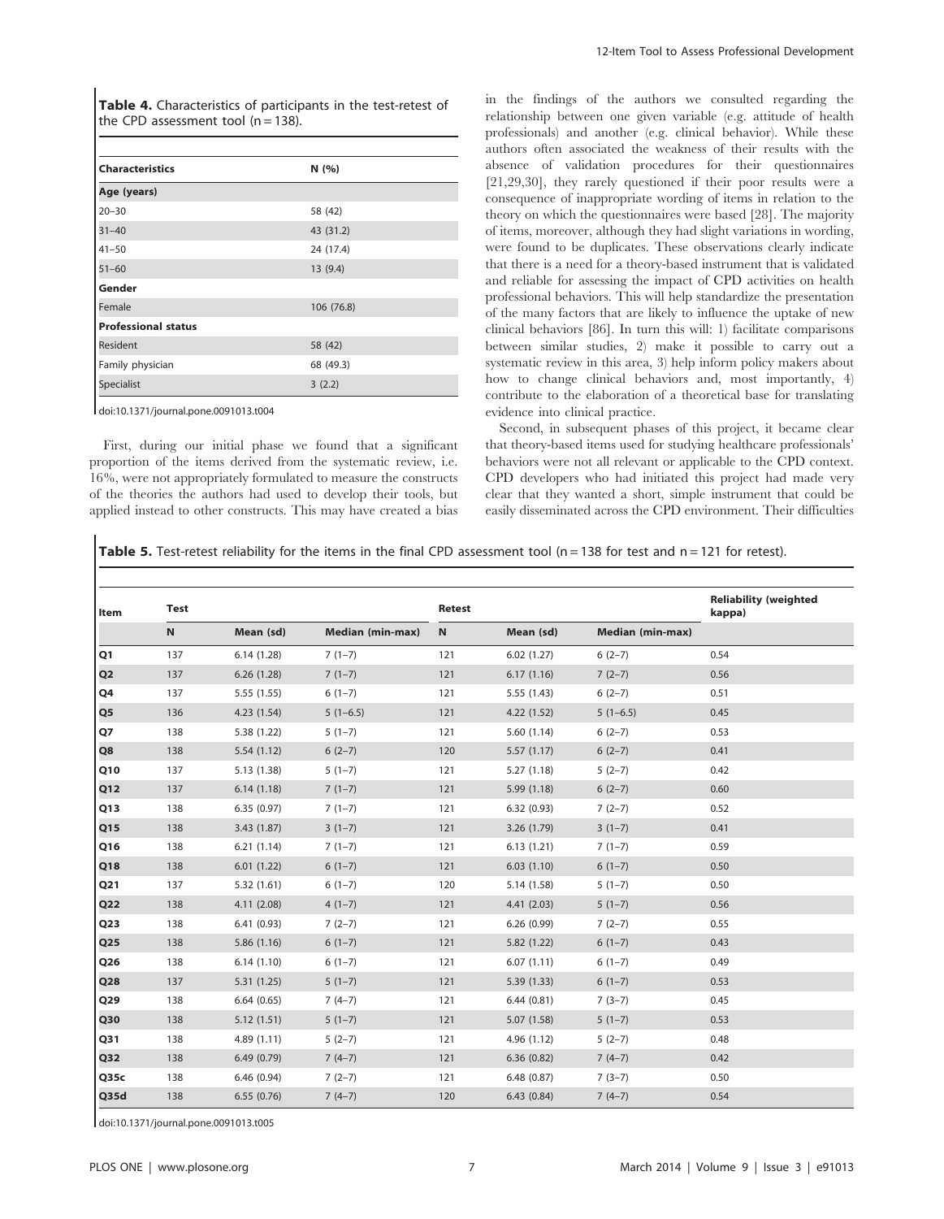**Table 4.** Characteristics of participants in the test-retest of the CPD assessment tool (n = 138).

| Characteristics | N (%) |
|---|---|
| **Age (years)** | |
| 20–30 | 58 (42) |
| 31–40 | 43 (31.2) |
| 41–50 | 24 (17.4) |
| 51–60 | 13 (9.4) |
| **Gender** | |
| Female | 106 (76.8) |
| **Professional status** | |
| Resident | 58 (42) |
| Family physician | 68 (49.3) |
| Specialist | 3 (2.2) |

doi:10.1371/journal.pone.0091013.t004

First, during our initial phase we found that a significant proportion of the items derived from the systematic review, i.e. 16%, were not appropriately formulated to measure the constructs of the theories the authors had used to develop their tools, but applied instead to other constructs. This may have created a bias in the findings of the authors we consulted regarding the relationship between one given variable (e.g. attitude of health professionals) and another (e.g. clinical behavior). While these authors often associated the weakness of their results with the absence of validation procedures for their questionnaires [21,29,30], they rarely questioned if their poor results were a consequence of inappropriate wording of items in relation to the theory on which the questionnaires were based [28]. The majority of items, moreover, although they had slight variations in wording, were found to be duplicates. These observations clearly indicate that there is a need for a theory-based instrument that is validated and reliable for assessing the impact of CPD activities on health professional behaviors. This will help standardize the presentation of the many factors that are likely to influence the uptake of new clinical behaviors [86]. In turn this will: 1) facilitate comparisons between similar studies, 2) make it possible to carry out a systematic review in this area, 3) help inform policy makers about how to change clinical behaviors and, most importantly, 4) contribute to the elaboration of a theoretical base for translating evidence into clinical practice.

Second, in subsequent phases of this project, it became clear that theory-based items used for studying healthcare professionals' behaviors were not all relevant or applicable to the CPD context. CPD developers who had initiated this project had made very clear that they wanted a short, simple instrument that could be easily disseminated across the CPD environment. Their difficulties

**Table 5.** Test-retest reliability for the items in the final CPD assessment tool (n = 138 for test and n = 121 for retest).

| Item | Test | | | Retest | | | Reliability (weighted kappa) |
|---|---|---|---|---|---|---|---|
| | N | Mean (sd) | Median (min-max) | N | Mean (sd) | Median (min-max) | |
| Q1 | 137 | 6.14 (1.28) | 7 (1–7) | 121 | 6.02 (1.27) | 6 (2–7) | 0.54 |
| Q2 | 137 | 6.26 (1.28) | 7 (1–7) | 121 | 6.17 (1.16) | 7 (2–7) | 0.56 |
| Q4 | 137 | 5.55 (1.55) | 6 (1–7) | 121 | 5.55 (1.43) | 6 (2–7) | 0.51 |
| Q5 | 136 | 4.23 (1.54) | 5 (1–6.5) | 121 | 4.22 (1.52) | 5 (1–6.5) | 0.45 |
| Q7 | 138 | 5.38 (1.22) | 5 (1–7) | 121 | 5.60 (1.14) | 6 (2–7) | 0.53 |
| Q8 | 138 | 5.54 (1.12) | 6 (2–7) | 120 | 5.57 (1.17) | 6 (2–7) | 0.41 |
| Q10 | 137 | 5.13 (1.38) | 5 (1–7) | 121 | 5.27 (1.18) | 5 (2–7) | 0.42 |
| Q12 | 137 | 6.14 (1.18) | 7 (1–7) | 121 | 5.99 (1.18) | 6 (2–7) | 0.60 |
| Q13 | 138 | 6.35 (0.97) | 7 (1–7) | 121 | 6.32 (0.93) | 7 (2–7) | 0.52 |
| Q15 | 138 | 3.43 (1.87) | 3 (1–7) | 121 | 3.26 (1.79) | 3 (1–7) | 0.41 |
| Q16 | 138 | 6.21 (1.14) | 7 (1–7) | 121 | 6.13 (1.21) | 7 (1–7) | 0.59 |
| Q18 | 138 | 6.01 (1.22) | 6 (1–7) | 121 | 6.03 (1.10) | 6 (1–7) | 0.50 |
| Q21 | 137 | 5.32 (1.61) | 6 (1–7) | 120 | 5.14 (1.58) | 5 (1–7) | 0.50 |
| Q22 | 138 | 4.11 (2.08) | 4 (1–7) | 121 | 4.41 (2.03) | 5 (1–7) | 0.56 |
| Q23 | 138 | 6.41 (0.93) | 7 (2–7) | 121 | 6.26 (0.99) | 7 (2–7) | 0.55 |
| Q25 | 138 | 5.86 (1.16) | 6 (1–7) | 121 | 5.82 (1.22) | 6 (1–7) | 0.43 |
| Q26 | 138 | 6.14 (1.10) | 6 (1–7) | 121 | 6.07 (1.11) | 6 (1–7) | 0.49 |
| Q28 | 137 | 5.31 (1.25) | 5 (1–7) | 121 | 5.39 (1.33) | 6 (1–7) | 0.53 |
| Q29 | 138 | 6.64 (0.65) | 7 (4–7) | 121 | 6.44 (0.81) | 7 (3–7) | 0.45 |
| Q30 | 138 | 5.12 (1.51) | 5 (1–7) | 121 | 5.07 (1.58) | 5 (1–7) | 0.53 |
| Q31 | 138 | 4.89 (1.11) | 5 (2–7) | 121 | 4.96 (1.12) | 5 (2–7) | 0.48 |
| Q32 | 138 | 6.49 (0.79) | 7 (4–7) | 121 | 6.36 (0.82) | 7 (4–7) | 0.42 |
| Q35c | 138 | 6.46 (0.94) | 7 (2–7) | 121 | 6.48 (0.87) | 7 (3–7) | 0.50 |
| Q35d | 138 | 6.55 (0.76) | 7 (4–7) | 120 | 6.43 (0.84) | 7 (4–7) | 0.54 |

doi:10.1371/journal.pone.0091013.t005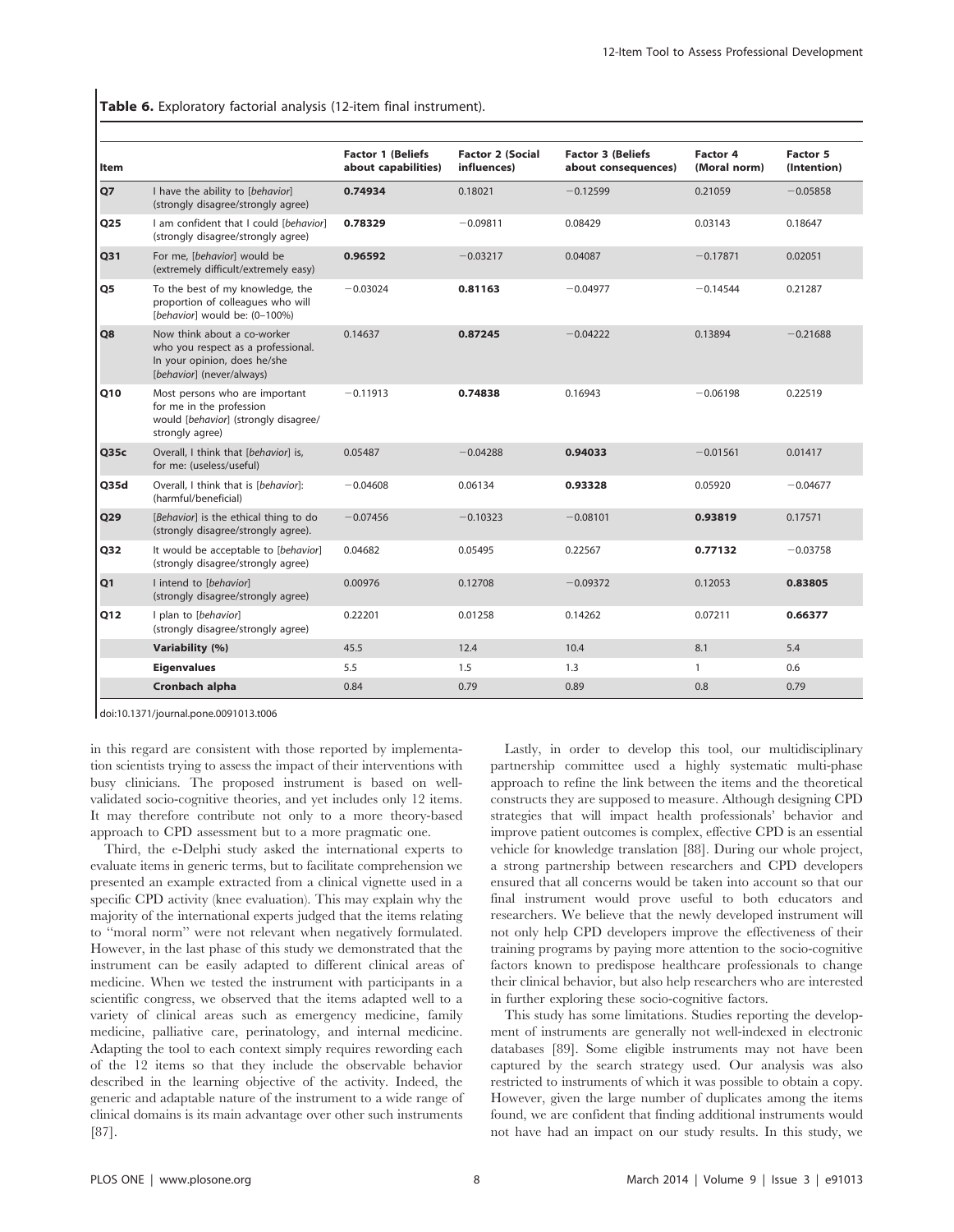**Table 6.** Exploratory factorial analysis (12-item final instrument).

| Item | | Factor 1 (Beliefs about capabilities) | Factor 2 (Social influences) | Factor 3 (Beliefs about consequences) | Factor 4 (Moral norm) | Factor 5 (Intention) |
|---|---|---|---|---|---|---|
| **Q7** | I have the ability to [*behavior*] (strongly disagree/strongly agree) | **0.74934** | 0.18021 | −0.12599 | 0.21059 | −0.05858 |
| **Q25** | I am confident that I could [*behavior*] (strongly disagree/strongly agree) | **0.78329** | −0.09811 | 0.08429 | 0.03143 | 0.18647 |
| **Q31** | For me, [*behavior*] would be (extremely difficult/extremely easy) | **0.96592** | −0.03217 | 0.04087 | −0.17871 | 0.02051 |
| **Q5** | To the best of my knowledge, the proportion of colleagues who will [*behavior*] would be: (0–100%) | −0.03024 | **0.81163** | −0.04977 | −0.14544 | 0.21287 |
| **Q8** | Now think about a co-worker who you respect as a professional. In your opinion, does he/she [*behavior*] (never/always) | 0.14637 | **0.87245** | −0.04222 | 0.13894 | −0.21688 |
| **Q10** | Most persons who are important for me in the profession would [*behavior*] (strongly disagree/strongly agree) | −0.11913 | **0.74838** | 0.16943 | −0.06198 | 0.22519 |
| **Q35c** | Overall, I think that [*behavior*] is, for me: (useless/useful) | 0.05487 | −0.04288 | **0.94033** | −0.01561 | 0.01417 |
| **Q35d** | Overall, I think that is [*behavior*]: (harmful/beneficial) | −0.04608 | 0.06134 | **0.93328** | 0.05920 | −0.04677 |
| **Q29** | [*Behavior*] is the ethical thing to do (strongly disagree/strongly agree). | −0.07456 | −0.10323 | −0.08101 | **0.93819** | 0.17571 |
| **Q32** | It would be acceptable to [*behavior*] (strongly disagree/strongly agree) | 0.04682 | 0.05495 | 0.22567 | **0.77132** | −0.03758 |
| **Q1** | I intend to [*behavior*] (strongly disagree/strongly agree) | 0.00976 | 0.12708 | −0.09372 | 0.12053 | **0.83805** |
| **Q12** | I plan to [*behavior*] (strongly disagree/strongly agree) | 0.22201 | 0.01258 | 0.14262 | 0.07211 | **0.66377** |
| | **Variability (%)** | 45.5 | 12.4 | 10.4 | 8.1 | 5.4 |
| | **Eigenvalues** | 5.5 | 1.5 | 1.3 | 1 | 0.6 |
| | **Cronbach alpha** | 0.84 | 0.79 | 0.89 | 0.8 | 0.79 |

doi:10.1371/journal.pone.0091013.t006

in this regard are consistent with those reported by implementation scientists trying to assess the impact of their interventions with busy clinicians. The proposed instrument is based on well-validated socio-cognitive theories, and yet includes only 12 items. It may therefore contribute not only to a more theory-based approach to CPD assessment but to a more pragmatic one.

Third, the e-Delphi study asked the international experts to evaluate items in generic terms, but to facilitate comprehension we presented an example extracted from a clinical vignette used in a specific CPD activity (knee evaluation). This may explain why the majority of the international experts judged that the items relating to "moral norm" were not relevant when negatively formulated. However, in the last phase of this study we demonstrated that the instrument can be easily adapted to different clinical areas of medicine. When we tested the instrument with participants in a scientific congress, we observed that the items adapted well to a variety of clinical areas such as emergency medicine, family medicine, palliative care, perinatology, and internal medicine. Adapting the tool to each context simply requires rewording each of the 12 items so that they include the observable behavior described in the learning objective of the activity. Indeed, the generic and adaptable nature of the instrument to a wide range of clinical domains is its main advantage over other such instruments [87].

Lastly, in order to develop this tool, our multidisciplinary partnership committee used a highly systematic multi-phase approach to refine the link between the items and the theoretical constructs they are supposed to measure. Although designing CPD strategies that will impact health professionals' behavior and improve patient outcomes is complex, effective CPD is an essential vehicle for knowledge translation [88]. During our whole project, a strong partnership between researchers and CPD developers ensured that all concerns would be taken into account so that our final instrument would prove useful to both educators and researchers. We believe that the newly developed instrument will not only help CPD developers improve the effectiveness of their training programs by paying more attention to the socio-cognitive factors known to predispose healthcare professionals to change their clinical behavior, but also help researchers who are interested in further exploring these socio-cognitive factors.

This study has some limitations. Studies reporting the development of instruments are generally not well-indexed in electronic databases [89]. Some eligible instruments may not have been captured by the search strategy used. Our analysis was also restricted to instruments of which it was possible to obtain a copy. However, given the large number of duplicates among the items found, we are confident that finding additional instruments would not have had an impact on our study results. In this study, we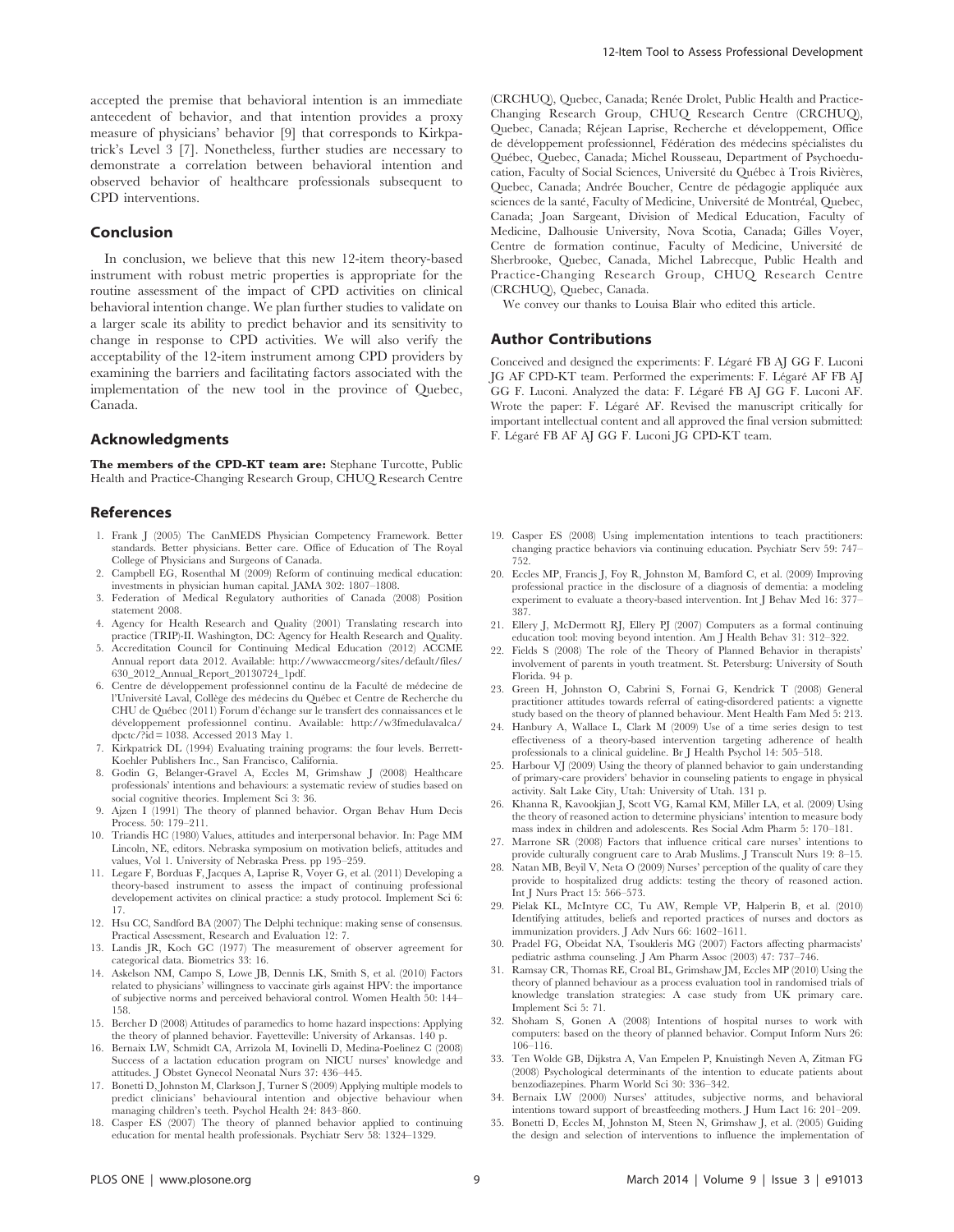accepted the premise that behavioral intention is an immediate antecedent of behavior, and that intention provides a proxy measure of physicians' behavior [9] that corresponds to Kirkpatrick's Level 3 [7]. Nonetheless, further studies are necessary to demonstrate a correlation between behavioral intention and observed behavior of healthcare professionals subsequent to CPD interventions.

## Conclusion

In conclusion, we believe that this new 12-item theory-based instrument with robust metric properties is appropriate for the routine assessment of the impact of CPD activities on clinical behavioral intention change. We plan further studies to validate on a larger scale its ability to predict behavior and its sensitivity to change in response to CPD activities. We will also verify the acceptability of the 12-item instrument among CPD providers by examining the barriers and facilitating factors associated with the implementation of the new tool in the province of Quebec, Canada.

## Acknowledgments

**The members of the CPD-KT team are:** Stephane Turcotte, Public Health and Practice-Changing Research Group, CHUQ Research Centre (CRCHUQ), Quebec, Canada; Renée Drolet, Public Health and Practice-Changing Research Group, CHUQ Research Centre (CRCHUQ), Quebec, Canada; Réjean Laprise, Recherche et développement, Office de développement professionnel, Fédération des médecins spécialistes du Québec, Quebec, Canada; Michel Rousseau, Department of Psychoeducation, Faculty of Social Sciences, Université du Québec à Trois Rivières, Quebec, Canada; Andrée Boucher, Centre de pédagogie appliquée aux sciences de la santé, Faculty of Medicine, Université de Montréal, Quebec, Canada; Joan Sargeant, Division of Medical Education, Faculty of Medicine, Dalhousie University, Nova Scotia, Canada; Gilles Voyer, Centre de formation continue, Faculty of Medicine, Université de Sherbrooke, Quebec, Canada, Michel Labrecque, Public Health and Practice-Changing Research Group, CHUQ Research Centre (CRCHUQ), Quebec, Canada.

We convey our thanks to Louisa Blair who edited this article.

## Author Contributions

Conceived and designed the experiments: F. Légaré FB AJ GG F. Luconi JG AF CPD-KT team. Performed the experiments: F. Légaré AF FB AJ GG F. Luconi. Analyzed the data: F. Légaré FB AJ GG F. Luconi AF. Wrote the paper: F. Légaré AF. Revised the manuscript critically for important intellectual content and all approved the final version submitted: F. Légaré FB AF AJ GG F. Luconi JG CPD-KT team.

## References

1. Frank J (2005) The CanMEDS Physician Competency Framework. Better standards. Better physicians. Better care. Office of Education of The Royal College of Physicians and Surgeons of Canada.
2. Campbell EG, Rosenthal M (2009) Reform of continuing medical education: investments in physician human capital. JAMA 302: 1807–1808.
3. Federation of Medical Regulatory authorities of Canada (2008) Position statement 2008.
4. Agency for Health Research and Quality (2001) Translating research into practice (TRIP)-II. Washington, DC: Agency for Health Research and Quality.
5. Accreditation Council for Continuing Medical Education (2012) ACCME Annual report data 2012. Available: http://wwwaccmeorg/sites/default/files/630_2012_Annual_Report_20130724_1pdf.
6. Centre de développement professionnel continu de la Faculté de médecine de l'Université Laval, Collège des médecins du Québec et Centre de Recherche du CHU de Québec (2011) Forum d'échange sur le transfert des connaissances et le développement professionnel continu. Available: http://w3fmedulavalca/dpctc/?id=1038. Accessed 2013 May 1.
7. Kirkpatrick DL (1994) Evaluating training programs: the four levels. Berrett-Koehler Publishers Inc., San Francisco, California.
8. Godin G, Belanger-Gravel A, Eccles M, Grimshaw J (2008) Healthcare professionals' intentions and behaviours: a systematic review of studies based on social cognitive theories. Implement Sci 3: 36.
9. Ajzen I (1991) The theory of planned behavior. Organ Behav Hum Decis Process. 50: 179–211.
10. Triandis HC (1980) Values, attitudes and interpersonal behavior. In: Page MM Lincoln, NE, editors. Nebraska symposium on motivation beliefs, attitudes and values, Vol 1. University of Nebraska Press. pp 195–259.
11. Legare F, Borduas F, Jacques A, Laprise R, Voyer G, et al. (2011) Developing a theory-based instrument to assess the impact of continuing professional developement activites on clinical practice: a study protocol. Implement Sci 6: 17.
12. Hsu CC, Sandford BA (2007) The Delphi technique: making sense of consensus. Practical Assessment, Research and Evaluation 12: 7.
13. Landis JR, Koch GC (1977) The measurement of observer agreement for categorical data. Biometrics 33: 16.
14. Askelson NM, Campo S, Lowe JB, Dennis LK, Smith S, et al. (2010) Factors related to physicians' willingness to vaccinate girls against HPV: the importance of subjective norms and perceived behavioral control. Women Health 50: 144–158.
15. Bercher D (2008) Attitudes of paramedics to home hazard inspections: Applying the theory of planned behavior. Fayetteville: University of Arkansas. 140 p.
16. Bernaix LW, Schmidt CA, Arrizola M, Iovinelli D, Medina-Poelinez C (2008) Success of a lactation education program on NICU nurses' knowledge and attitudes. J Obstet Gynecol Neonatal Nurs 37: 436–445.
17. Bonetti D, Johnston M, Clarkson J, Turner S (2009) Applying multiple models to predict clinicians' behavioural intention and objective behaviour when managing children's teeth. Psychol Health 24: 843–860.
18. Casper ES (2007) The theory of planned behavior applied to continuing education for mental health professionals. Psychiatr Serv 58: 1324–1329.
19. Casper ES (2008) Using implementation intentions to teach practitioners: changing practice behaviors via continuing education. Psychiatr Serv 59: 747–752.
20. Eccles MP, Francis J, Foy R, Johnston M, Bamford C, et al. (2009) Improving professional practice in the disclosure of a diagnosis of dementia: a modeling experiment to evaluate a theory-based intervention. Int J Behav Med 16: 377–387.
21. Ellery J, McDermott RJ, Ellery PJ (2007) Computers as a formal continuing education tool: moving beyond intention. Am J Health Behav 31: 312–322.
22. Fields S (2008) The role of the Theory of Planned Behavior in therapists' involvement of parents in youth treatment. St. Petersburg: University of South Florida. 94 p.
23. Green H, Johnston O, Cabrini S, Fornai G, Kendrick T (2008) General practitioner attitudes towards referral of eating-disordered patients: a vignette study based on the theory of planned behaviour. Ment Health Fam Med 5: 213.
24. Hanbury A, Wallace L, Clark M (2009) Use of a time series design to test effectiveness of a theory-based intervention targeting adherence of health professionals to a clinical guideline. Br J Health Psychol 14: 505–518.
25. Harbour VJ (2009) Using the theory of planned behavior to gain understanding of primary-care providers' behavior in counseling patients to engage in physical activity. Salt Lake City, Utah: University of Utah. 131 p.
26. Khanna R, Kavookjian J, Scott VG, Kamal KM, Miller LA, et al. (2009) Using the theory of reasoned action to determine physicians' intention to measure body mass index in children and adolescents. Res Social Adm Pharm 5: 170–181.
27. Marrone SR (2008) Factors that influence critical care nurses' intentions to provide culturally congruent care to Arab Muslims. J Transcult Nurs 19: 8–15.
28. Natan MB, Beyil V, Neta O (2009) Nurses' perception of the quality of care they provide to hospitalized drug addicts: testing the theory of reasoned action. Int J Nurs Pract 15: 566–573.
29. Pielak KL, McIntyre CC, Tu AW, Remple VP, Halperin B, et al. (2010) Identifying attitudes, beliefs and reported practices of nurses and doctors as immunization providers. J Adv Nurs 66: 1602–1611.
30. Pradel FG, Obeidat NA, Tsoukleris MG (2007) Factors affecting pharmacists' pediatric asthma counseling. J Am Pharm Assoc (2003) 47: 737–746.
31. Ramsay CR, Thomas RE, Croal BL, Grimshaw JM, Eccles MP (2010) Using the theory of planned behaviour as a process evaluation tool in randomised trials of knowledge translation strategies: A case study from UK primary care. Implement Sci 5: 71.
32. Shoham S, Gonen A (2008) Intentions of hospital nurses to work with computers: based on the theory of planned behavior. Comput Inform Nurs 26: 106–116.
33. Ten Wolde GB, Dijkstra A, Van Empelen P, Knuistingh Neven A, Zitman FG (2008) Psychological determinants of the intention to educate patients about benzodiazepines. Pharm World Sci 30: 336–342.
34. Bernaix LW (2000) Nurses' attitudes, subjective norms, and behavioral intentions toward support of breastfeeding mothers. J Hum Lact 16: 201–209.
35. Bonetti D, Eccles M, Johnston M, Steen N, Grimshaw J, et al. (2005) Guiding the design and selection of interventions to influence the implementation of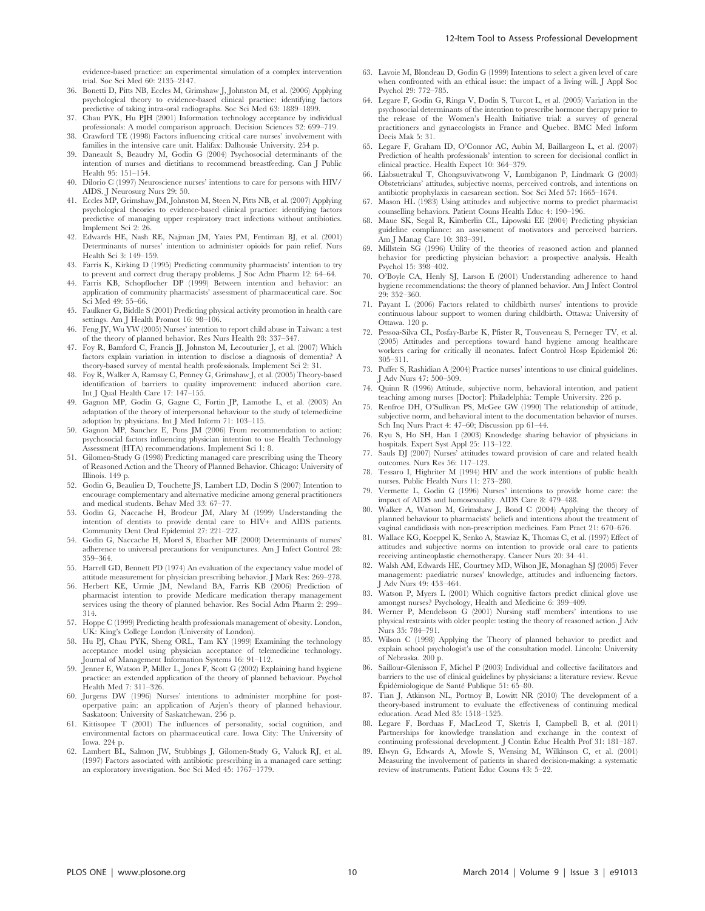evidence-based practice: an experimental simulation of a complex intervention trial. Soc Sci Med 60: 2135–2147.

36. Bonetti D, Pitts NB, Eccles M, Grimshaw J, Johnston M, et al. (2006) Applying psychological theory to evidence-based clinical practice: identifying factors predictive of taking intra-oral radiographs. Soc Sci Med 63: 1889–1899.
37. Chau PYK, Hu PJH (2001) Information technology acceptance by individual professionals: A model comparison approach. Decision Sciences 32: 699–719.
38. Crawford TE (1998) Factors influencing critical care nurses' involvement with families in the intensive care unit. Halifax: Dalhousie University. 254 p.
39. Daneault S, Beaudry M, Godin G (2004) Psychosocial determinants of the intention of nurses and dietitians to recommend breastfeeding. Can J Public Health 95: 151–154.
40. Dilorio C (1997) Neuroscience nurses' intentions to care for persons with HIV/AIDS. J Neurosurg Nurs 29: 50.
41. Eccles MP, Grimshaw JM, Johnston M, Steen N, Pitts NB, et al. (2007) Applying psychological theories to evidence-based clinical practice: identifying factors predictive of managing upper respiratory tract infections without antibiotics. Implement Sci 2: 26.
42. Edwards HE, Nash RE, Najman JM, Yates PM, Fentiman BJ, et al. (2001) Determinants of nurses' intention to administer opioids for pain relief. Nurs Health Sci 3: 149–159.
43. Farris K, Kirking D (1995) Predicting community pharmacists' intention to try to prevent and correct drug therapy problems. J Soc Adm Pharm 12: 64–64.
44. Farris KB, Schopflocher DP (1999) Between intention and behavior: an application of community pharmacists' assessment of pharmaceutical care. Soc Sci Med 49: 55–66.
45. Faulkner G, Biddle S (2001) Predicting physical activity promotion in health care settings. Am J Health Promot 16: 98–106.
46. Feng JY, Wu YW (2005) Nurses' intention to report child abuse in Taiwan: a test of the theory of planned behavior. Res Nurs Health 28: 337–347.
47. Foy R, Bamford C, Francis JJ, Johnston M, Lecouturier J, et al. (2007) Which factors explain variation in intention to disclose a diagnosis of dementia? A theory-based survey of mental health professionals. Implement Sci 2: 31.
48. Foy R, Walker A, Ramsay C, Penney G, Grimshaw J, et al. (2005) Theory-based identification of barriers to quality improvement: induced abortion care. Int J Qual Health Care 17: 147–155.
49. Gagnon MP, Godin G, Gagne C, Fortin JP, Lamothe L, et al. (2003) An adaptation of the theory of interpersonal behaviour to the study of telemedicine adoption by physicians. Int J Med Inform 71: 103–115.
50. Gagnon MP, Sanchez E, Pons JM (2006) From recommendation to action: psychosocial factors influencing physician intention to use Health Technology Assessment (HTA) recommendations. Implement Sci 1: 8.
51. Gilomen-Study G (1998) Predicting managed care prescribing using the Theory of Reasoned Action and the Theory of Planned Behavior. Chicago: University of Illinois. 149 p.
52. Godin G, Beaulieu D, Touchette JS, Lambert LD, Dodin S (2007) Intention to encourage complementary and alternative medicine among general practitioners and medical students. Behav Med 33: 67–77.
53. Godin G, Naccache H, Brodeur JM, Alary M (1999) Understanding the intention of dentists to provide dental care to HIV+ and AIDS patients. Community Dent Oral Epidemiol 27: 221–227.
54. Godin G, Naccache H, Morel S, Ebacher MF (2000) Determinants of nurses' adherence to universal precautions for venipunctures. Am J Infect Control 28: 359–364.
55. Harrell GD, Bennett PD (1974) An evaluation of the expectancy value model of attitude measurement for physician prescribing behavior. J Mark Res: 269–278.
56. Herbert KE, Urmie JM, Newland BA, Farris KB (2006) Prediction of pharmacist intention to provide Medicare medication therapy management services using the theory of planned behavior. Res Social Adm Pharm 2: 299–314.
57. Hoppe C (1999) Predicting health professionals management of obesity. London, UK: King's College London (University of London).
58. Hu PJ, Chau PYK, Sheng ORL, Tam KY (1999) Examining the technology acceptance model using physician acceptance of telemedicine technology. Journal of Management Information Systems 16: 91–112.
59. Jenner E, Watson P, Miller L, Jones F, Scott G (2002) Explaining hand hygiene practice: an extended application of the theory of planned behaviour. Psychol Health Med 7: 311–326.
60. Jurgens DW (1996) Nurses' intentions to administer morphine for post-operpative pain: an application of Azjen's theory of planned behaviour. Saskatoon: University of Saskatchewan. 256 p.
61. Kittisopee T (2001) The influences of personality, social cognition, and environmental factors on pharmaceutical care. Iowa City: The University of Iowa. 224 p.
62. Lambert BL, Salmon JW, Stubbings J, Gilomen-Study G, Valuck RJ, et al. (1997) Factors associated with antibiotic prescribing in a managed care setting: an exploratory investigation. Soc Sci Med 45: 1767–1779.
63. Lavoie M, Blondeau D, Godin G (1999) Intentions to select a given level of care when confronted with an ethical issue: the impact of a living will. J Appl Soc Psychol 29: 772–785.
64. Legare F, Godin G, Ringa V, Dodin S, Turcot L, et al. (2005) Variation in the psychosocial determinants of the intention to prescribe hormone therapy prior to the release of the Women's Health Initiative trial: a survey of general practitioners and gynaecologists in France and Quebec. BMC Med Inform Decis Mak 5: 31.
65. Legare F, Graham ID, O'Connor AC, Aubin M, Baillargeon L, et al. (2007) Prediction of health professionals' intention to screen for decisional conflict in clinical practice. Health Expect 10: 364–379.
66. Liabsuetrakul T, Chongsuvivatwong V, Lumbiganon P, Lindmark G (2003) Obstetricians' attitudes, subjective norms, perceived controls, and intentions on antibiotic prophylaxis in caesarean section. Soc Sci Med 57: 1665–1674.
67. Mason HL (1983) Using attitudes and subjective norms to predict pharmacist counselling behaviors. Patient Couns Health Educ 4: 190–196.
68. Maue SK, Segal R, Kimberlin CL, Lipowski EE (2004) Predicting physician guideline compliance: an assessment of motivators and perceived barriers. Am J Manag Care 10: 383–391.
69. Millstein SG (1996) Utility of the theories of reasoned action and planned behavior for predicting physician behavior: a prospective analysis. Health Psychol 15: 398–402.
70. O'Boyle CA, Henly SJ, Larson E (2001) Understanding adherence to hand hygiene recommendations: the theory of planned behavior. Am J Infect Control 29: 352–360.
71. Payant L (2006) Factors related to childbirth nurses' intentions to provide continuous labour support to women during childbirth. Ottawa: University of Ottawa. 120 p.
72. Pessoa-Silva CL, Posfay-Barbe K, Pfister R, Touveneau S, Perneger TV, et al. (2005) Attitudes and perceptions toward hand hygiene among healthcare workers caring for critically ill neonates. Infect Control Hosp Epidemiol 26: 305–311.
73. Puffer S, Rashidian A (2004) Practice nurses' intentions to use clinical guidelines. J Adv Nurs 47: 500–509.
74. Quinn R (1996) Attitude, subjective norm, behavioral intention, and patient teaching among nurses [Doctor]: Philadelphia: Temple University. 226 p.
75. Renfroe DH, O'Sullivan PS, McGee GW (1990) The relationship of attitude, subjective norm, and behavioral intent to the documentation behavior of nurses. Sch Inq Nurs Pract 4: 47–60; Discussion pp 61–44.
76. Ryu S, Ho SH, Han I (2003) Knowledge sharing behavior of physicians in hospitals. Expert Syst Appl 25: 113–122.
77. Sauls DJ (2007) Nurses' attitudes toward provision of care and related health outcomes. Nurs Res 56: 117–123.
78. Tessaro I, Highriter M (1994) HIV and the work intentions of public health nurses. Public Health Nurs 11: 273–280.
79. Vermette L, Godin G (1996) Nurses' intentions to provide home care: the impact of AIDS and homosexuality. AIDS Care 8: 479–488.
80. Walker A, Watson M, Grimshaw J, Bond C (2004) Applying the theory of planned behaviour to pharmacists' beliefs and intentions about the treatment of vaginal candidiasis with non-prescription medicines. Fam Pract 21: 670–676.
81. Wallace KG, Koeppel K, Senko A, Stawiaz K, Thomas C, et al. (1997) Effect of attitudes and subjective norms on intention to provide oral care to patients receiving antineoplastic chemotherapy. Cancer Nurs 20: 34–41.
82. Walsh AM, Edwards HE, Courtney MD, Wilson JE, Monaghan SJ (2005) Fever management: paediatric nurses' knowledge, attitudes and influencing factors. J Adv Nurs 49: 453–464.
83. Watson P, Myers L (2001) Which cognitive factors predict clinical glove use amongst nurses? Psychology, Health and Medicine 6: 399–409.
84. Werner P, Mendelsson G (2001) Nursing staff members' intentions to use physical restraints with older people: testing the theory of reasoned action. J Adv Nurs 35: 784–791.
85. Wilson C (1998) Applying the Theory of planned behavior to predict and explain school psychologist's use of the consultation model. Lincoln: University of Nebraska. 200 p.
86. Saillour-Glenisson F, Michel P (2003) Individual and collective facilitators and barriers to the use of clinical guidelines by physicians: a literature review. Revue Épidémiologique de Santé Publique 51: 65–80.
87. Tian J, Atkinson NL, Portnoy B, Lowitt NR (2010) The development of a theory-based instrument to evaluate the effectiveness of continuing medical education. Acad Med 85: 1518–1525.
88. Legare F, Borduas F, MacLeod T, Sketris I, Campbell B, et al. (2011) Partnerships for knowledge translation and exchange in the context of continuing professional development. J Contin Educ Health Prof 31: 181–187.
89. Elwyn G, Edwards A, Mowle S, Wensing M, Wilkinson C, et al. (2001) Measuring the involvement of patients in shared decision-making: a systematic review of instruments. Patient Educ Couns 43: 5–22.